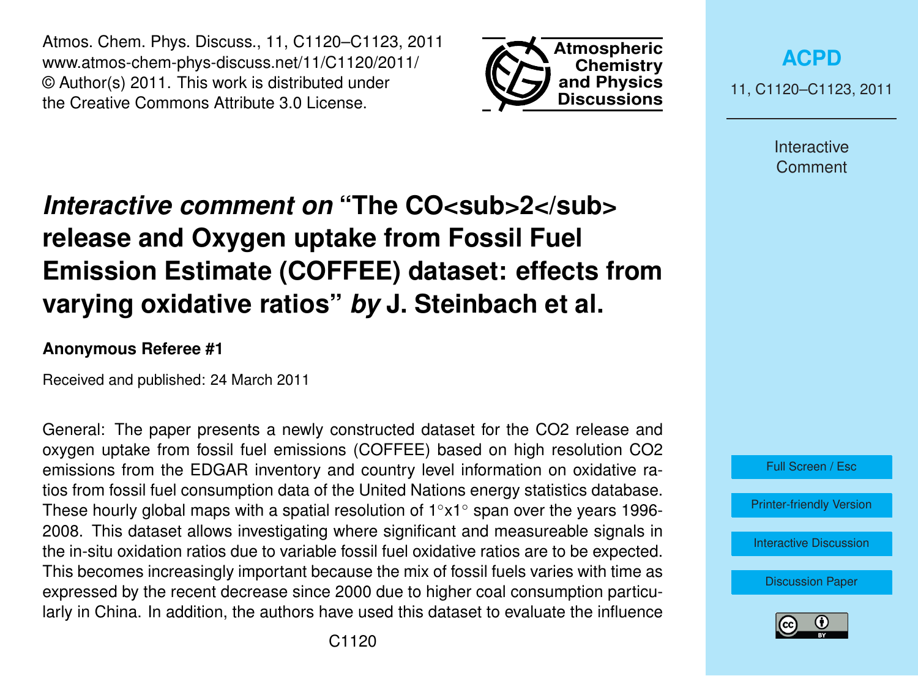# *Interactive comment on* "The $CO_2$ release and Oxygen uptake from Fossil Fuel Emission Estimate (COFFEE) dataset: effects from varying oxidative ratios" *by* J. Steinbach et al.

**Anonymous Referee #1**

Received and published: 24 March 2011

General: The paper presents a newly constructed dataset for the CO2 release and oxygen uptake from fossil fuel emissions (COFFEE) based on high resolution CO2 emissions from the EDGAR inventory and country level information on oxidative ratios from fossil fuel consumption data of the United Nations energy statistics database. These hourly global maps with a spatial resolution of 1°x1° span over the years 1996-2008. This dataset allows investigating where significant and measureable signals in the in-situ oxidation ratios due to variable fossil fuel oxidative ratios are to be expected. This becomes increasingly important because the mix of fossil fuels varies with time as expressed by the recent decrease since 2000 due to higher coal consumption particularly in China. In addition, the authors have used this dataset to evaluate the influence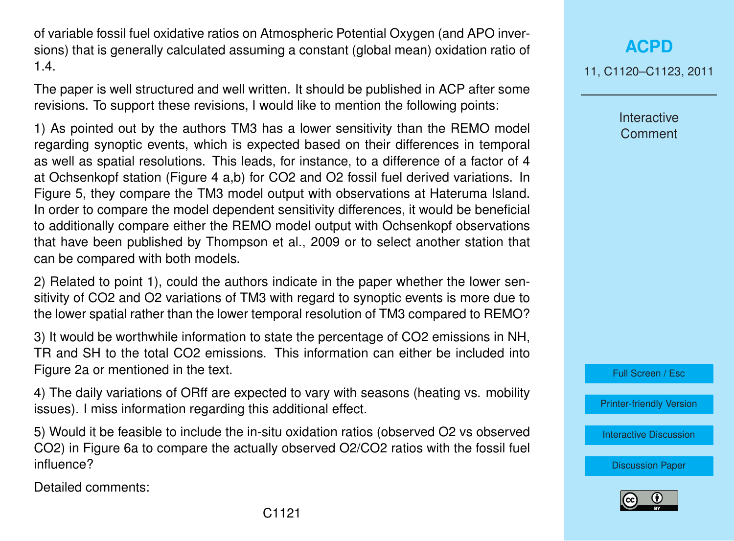of variable fossil fuel oxidative ratios on Atmospheric Potential Oxygen (and APO inversions) that is generally calculated assuming a constant (global mean) oxidation ratio of 1.4.

The paper is well structured and well written. It should be published in ACP after some revisions. To support these revisions, I would like to mention the following points:

1) As pointed out by the authors TM3 has a lower sensitivity than the REMO model regarding synoptic events, which is expected based on their differences in temporal as well as spatial resolutions. This leads, for instance, to a difference of a factor of 4 at Ochsenkopf station (Figure 4 a,b) for $CO_2$ and $O_2$ fossil fuel derived variations. In Figure 5, they compare the TM3 model output with observations at Hateruma Island. In order to compare the model dependent sensitivity differences, it would be beneficial to additionally compare either the REMO model output with Ochsenkopf observations that have been published by Thompson et al., 2009 or to select another station that can be compared with both models.

2) Related to point 1), could the authors indicate in the paper whether the lower sensitivity of $CO_2$ and $O_2$ variations of TM3 with regard to synoptic events is more due to the lower spatial rather than the lower temporal resolution of TM3 compared to REMO?

3) It would be worthwhile information to state the percentage of $CO_2$ emissions in NH, TR and SH to the total $CO_2$ emissions. This information can either be included into Figure 2a or mentioned in the text.

4) The daily variations of ORff are expected to vary with seasons (heating vs. mobility issues). I miss information regarding this additional effect.

5) Would it be feasible to include the in-situ oxidation ratios (observed $O_2$ vs observed $CO_2$) in Figure 6a to compare the actually observed $O_2/CO_2$ ratios with the fossil fuel influence?

Detailed comments: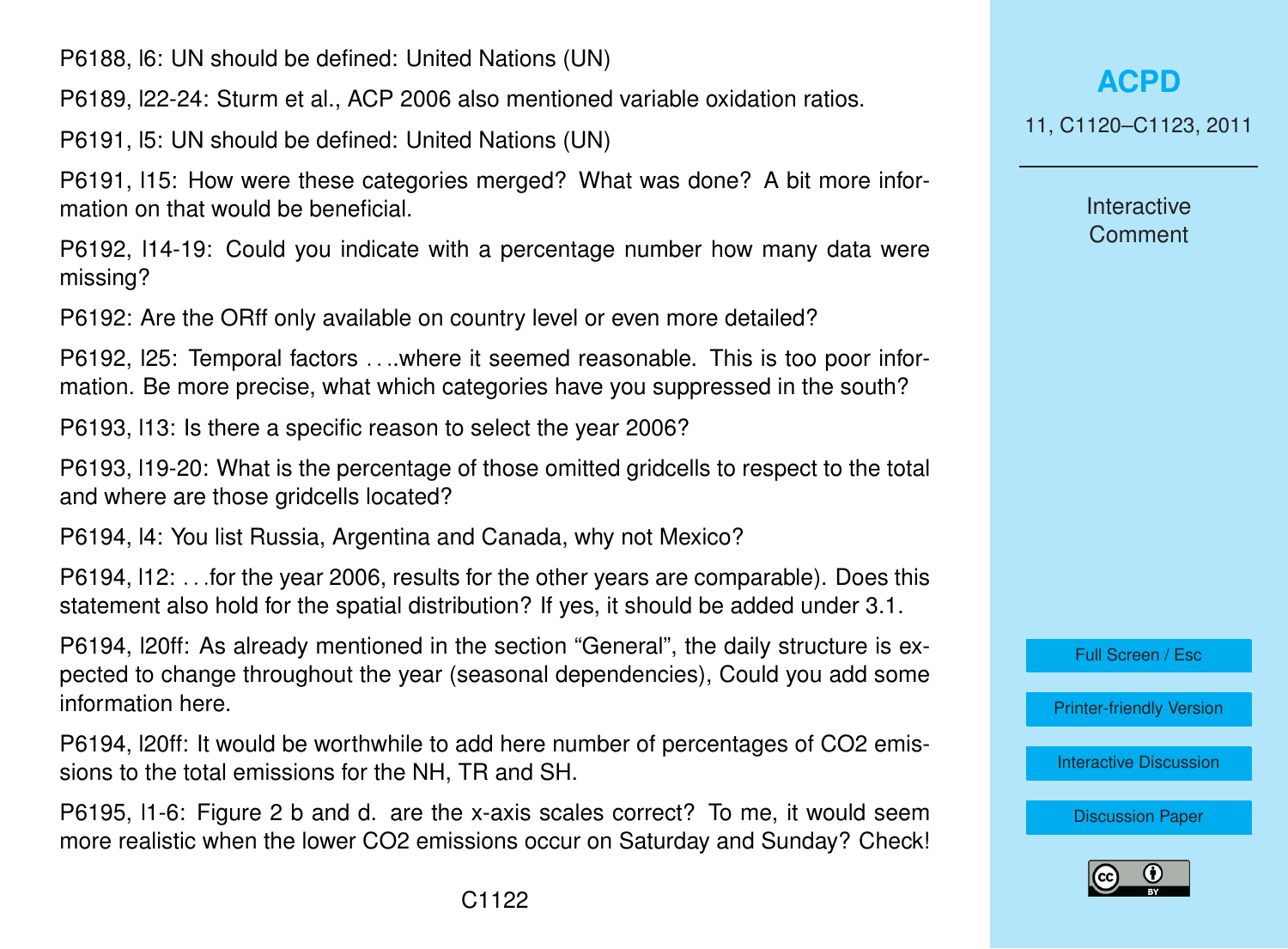P6188, l6: UN should be defined: United Nations (UN)

P6189, l22-24: Sturm et al., ACP 2006 also mentioned variable oxidation ratios.

P6191, l5: UN should be defined: United Nations (UN)

P6191, l15: How were these categories merged? What was done? A bit more information on that would be beneficial.

P6192, l14-19: Could you indicate with a percentage number how many data were missing?

P6192: Are the ORff only available on country level or even more detailed?

P6192, l25: Temporal factors . . ..where it seemed reasonable. This is too poor information. Be more precise, what which categories have you suppressed in the south?

P6193, l13: Is there a specific reason to select the year 2006?

P6193, l19-20: What is the percentage of those omitted gridcells to respect to the total and where are those gridcells located?

P6194, l4: You list Russia, Argentina and Canada, why not Mexico?

P6194, l12: . . .for the year 2006, results for the other years are comparable). Does this statement also hold for the spatial distribution? If yes, it should be added under 3.1.

P6194, l20ff: As already mentioned in the section "General", the daily structure is expected to change throughout the year (seasonal dependencies), Could you add some information here.

P6194, l20ff: It would be worthwhile to add here number of percentages of $CO_2$ emissions to the total emissions for the NH, TR and SH.

P6195, l1-6: Figure 2 b and d. are the x-axis scales correct? To me, it would seem more realistic when the lower $CO_2$ emissions occur on Saturday and Sunday? Check!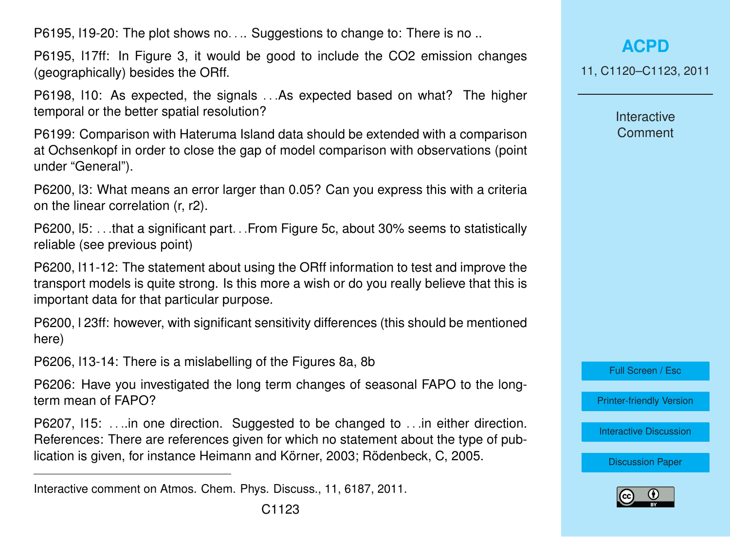P6195, l19-20: The plot shows no.... Suggestions to change to: There is no ..

P6195, l17ff: In Figure 3, it would be good to include the $CO_2$ emission changes (geographically) besides the ORff.

P6198, l10: As expected, the signals ...As expected based on what? The higher temporal or the better spatial resolution?

P6199: Comparison with Hateruma Island data should be extended with a comparison at Ochsenkopf in order to close the gap of model comparison with observations (point under "General").

P6200, l3: What means an error larger than 0.05? Can you express this with a criteria on the linear correlation ($r$, $r^2$).

P6200, l5: ...that a significant part...From Figure 5c, about 30% seems to statistically reliable (see previous point)

P6200, l11-12: The statement about using the ORff information to test and improve the transport models is quite strong. Is this more a wish or do you really believe that this is important data for that particular purpose.

P6200, l 23ff: however, with significant sensitivity differences (this should be mentioned here)

P6206, l13-14: There is a mislabelling of the Figures 8a, 8b

P6206: Have you investigated the long term changes of seasonal FAPO to the long-term mean of FAPO?

P6207, l15: ....in one direction. Suggested to be changed to ...in either direction.

References: There are references given for which no statement about the type of publication is given, for instance Heimann and Körner, 2003; Rödenbeck, C, 2005.

---

Interactive comment on Atmos. Chem. Phys. Discuss., 11, 6187, 2011.